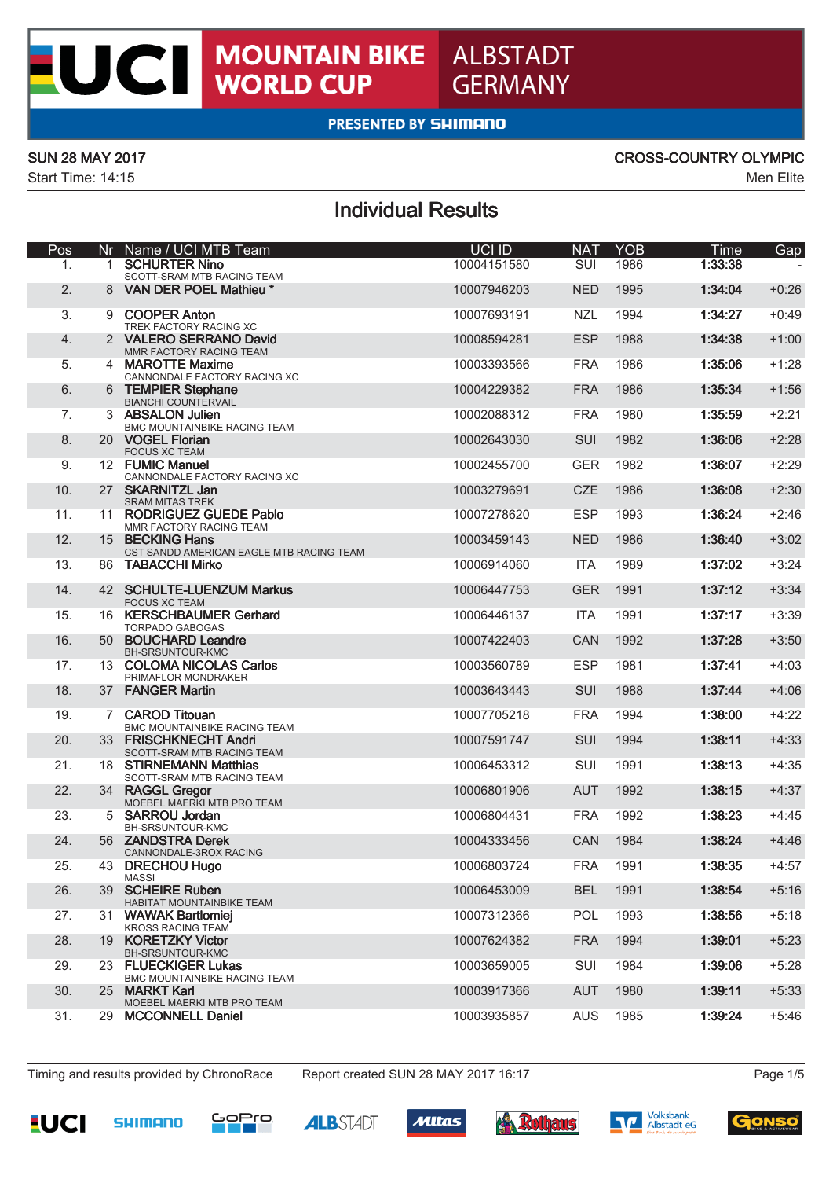# UCI MOUNTAIN BIKE WORLD CUP ALBSTADT GERMANY

PRESENTED BY SHIMANO

SUN 28 MAY 2017 — CROSS-COUNTRY OLYMPIC

Start Time: 14:15 — Men Elite

## Individual Results

| Pos | Nr | Name / UCI MTB Team | UCI ID | NAT | YOB | Time | Gap |
|---|---|---|---|---|---|---|---|
| 1. | 1 | **SCHURTER Nino**<br>SCOTT-SRAM MTB RACING TEAM | 10004151580 | SUI | 1986 | **1:33:38** | - |
| 2. | 8 | **VAN DER POEL Mathieu** * | 10007946203 | NED | 1995 | **1:34:04** | +0:26 |
| 3. | 9 | **COOPER Anton**<br>TREK FACTORY RACING XC | 10007693191 | NZL | 1994 | **1:34:27** | +0:49 |
| 4. | 2 | **VALERO SERRANO David**<br>MMR FACTORY RACING TEAM | 10008594281 | ESP | 1988 | **1:34:38** | +1:00 |
| 5. | 4 | **MAROTTE Maxime**<br>CANNONDALE FACTORY RACING XC | 10003393566 | FRA | 1986 | **1:35:06** | +1:28 |
| 6. | 6 | **TEMPIER Stephane**<br>BIANCHI COUNTERVAIL | 10004229382 | FRA | 1986 | **1:35:34** | +1:56 |
| 7. | 3 | **ABSALON Julien**<br>BMC MOUNTAINBIKE RACING TEAM | 10002088312 | FRA | 1980 | **1:35:59** | +2:21 |
| 8. | 20 | **VOGEL Florian**<br>FOCUS XC TEAM | 10002643030 | SUI | 1982 | **1:36:06** | +2:28 |
| 9. | 12 | **FUMIC Manuel**<br>CANNONDALE FACTORY RACING XC | 10002455700 | GER | 1982 | **1:36:07** | +2:29 |
| 10. | 27 | **SKARNITZL Jan**<br>SRAM MITAS TREK | 10003279691 | CZE | 1986 | **1:36:08** | +2:30 |
| 11. | 11 | **RODRIGUEZ GUEDE Pablo**<br>MMR FACTORY RACING TEAM | 10007278620 | ESP | 1993 | **1:36:24** | +2:46 |
| 12. | 15 | **BECKING Hans**<br>CST SANDD AMERICAN EAGLE MTB RACING TEAM | 10003459143 | NED | 1986 | **1:36:40** | +3:02 |
| 13. | 86 | **TABACCHI Mirko** | 10006914060 | ITA | 1989 | **1:37:02** | +3:24 |
| 14. | 42 | **SCHULTE-LUENZUM Markus**<br>FOCUS XC TEAM | 10006447753 | GER | 1991 | **1:37:12** | +3:34 |
| 15. | 16 | **KERSCHBAUMER Gerhard**<br>TORPADO GABOGAS | 10006446137 | ITA | 1991 | **1:37:17** | +3:39 |
| 16. | 50 | **BOUCHARD Leandre**<br>BH-SRSUNTOUR-KMC | 10007422403 | CAN | 1992 | **1:37:28** | +3:50 |
| 17. | 13 | **COLOMA NICOLAS Carlos**<br>PRIMAFLOR MONDRAKER | 10003560789 | ESP | 1981 | **1:37:41** | +4:03 |
| 18. | 37 | **FANGER Martin** | 10003643443 | SUI | 1988 | **1:37:44** | +4:06 |
| 19. | 7 | **CAROD Titouan**<br>BMC MOUNTAINBIKE RACING TEAM | 10007705218 | FRA | 1994 | **1:38:00** | +4:22 |
| 20. | 33 | **FRISCHKNECHT Andri**<br>SCOTT-SRAM MTB RACING TEAM | 10007591747 | SUI | 1994 | **1:38:11** | +4:33 |
| 21. | 18 | **STIRNEMANN Matthias**<br>SCOTT-SRAM MTB RACING TEAM | 10006453312 | SUI | 1991 | **1:38:13** | +4:35 |
| 22. | 34 | **RAGGL Gregor**<br>MOEBEL MAERKI MTB PRO TEAM | 10006801906 | AUT | 1992 | **1:38:15** | +4:37 |
| 23. | 5 | **SARROU Jordan**<br>BH-SRSUNTOUR-KMC | 10006804431 | FRA | 1992 | **1:38:23** | +4:45 |
| 24. | 56 | **ZANDSTRA Derek**<br>CANNONDALE-3ROX RACING | 10004333456 | CAN | 1984 | **1:38:24** | +4:46 |
| 25. | 43 | **DRECHOU Hugo**<br>MASSI | 10006803724 | FRA | 1991 | **1:38:35** | +4:57 |
| 26. | 39 | **SCHEIRE Ruben**<br>HABITAT MOUNTAINBIKE TEAM | 10006453009 | BEL | 1991 | **1:38:54** | +5:16 |
| 27. | 31 | **WAWAK Bartlomiej**<br>KROSS RACING TEAM | 10007312366 | POL | 1993 | **1:38:56** | +5:18 |
| 28. | 19 | **KORETZKY Victor**<br>BH-SRSUNTOUR-KMC | 10007624382 | FRA | 1994 | **1:39:01** | +5:23 |
| 29. | 23 | **FLUECKIGER Lukas**<br>BMC MOUNTAINBIKE RACING TEAM | 10003659005 | SUI | 1984 | **1:39:06** | +5:28 |
| 30. | 25 | **MARKT Karl**<br>MOEBEL MAERKI MTB PRO TEAM | 10003917366 | AUT | 1980 | **1:39:11** | +5:33 |
| 31. | 29 | **MCCONNELL Daniel** | 10003935857 | AUS | 1985 | **1:39:24** | +5:46 |

Timing and results provided by ChronoRace — Report created SUN 28 MAY 2017 16:17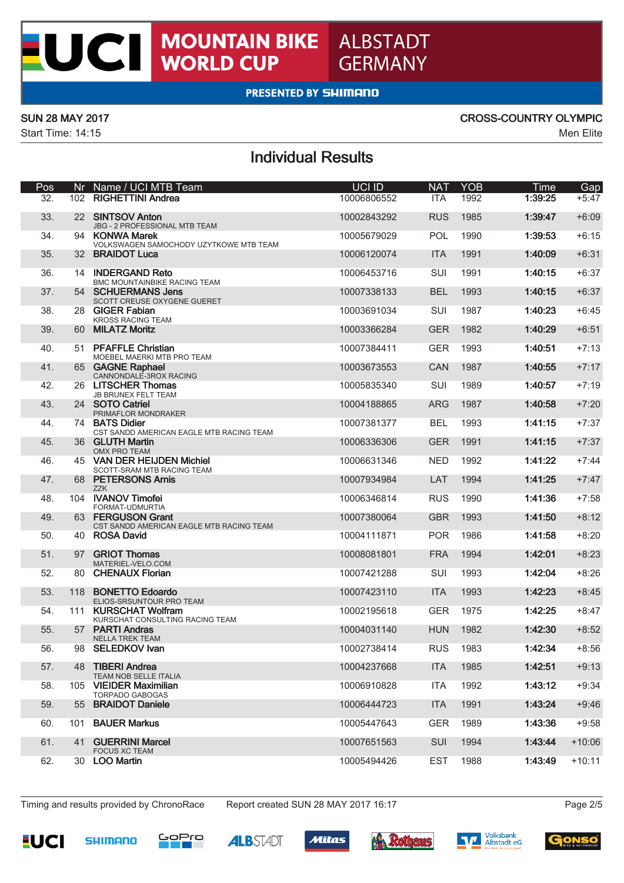# UCI MOUNTAIN BIKE WORLD CUP ALBSTADT GERMANY

PRESENTED BY SHIMANO

SUN 28 MAY 2017 — CROSS-COUNTRY OLYMPIC

Start Time: 14:15 — Men Elite

## Individual Results

| Pos | Nr | Name / UCI MTB Team | UCI ID | NAT | YOB | Time | Gap |
|---|---|---|---|---|---|---|---|
| 32. | 102 | **RIGHETTINI Andrea** | 10006806552 | ITA | 1992 | **1:39:25** | +5:47 |
| 33. | 22 | **SINTSOV Anton** JBG - 2 PROFESSIONAL MTB TEAM | 10002843292 | RUS | 1985 | **1:39:47** | +6:09 |
| 34. | 94 | **KONWA Marek** VOLKSWAGEN SAMOCHODY UZYTKOWE MTB TEAM | 10005679029 | POL | 1990 | **1:39:53** | +6:15 |
| 35. | 32 | **BRAIDOT Luca** | 10006120074 | ITA | 1991 | **1:40:09** | +6:31 |
| 36. | 14 | **INDERGAND Reto** BMC MOUNTAINBIKE RACING TEAM | 10006453716 | SUI | 1991 | **1:40:15** | +6:37 |
| 37. | 54 | **SCHUERMANS Jens** SCOTT CREUSE OXYGENE GUERET | 10007338133 | BEL | 1993 | **1:40:15** | +6:37 |
| 38. | 28 | **GIGER Fabian** KROSS RACING TEAM | 10003691034 | SUI | 1987 | **1:40:23** | +6:45 |
| 39. | 60 | **MILATZ Moritz** | 10003366284 | GER | 1982 | **1:40:29** | +6:51 |
| 40. | 51 | **PFAFFLE Christian** MOEBEL MAERKI MTB PRO TEAM | 10007384411 | GER | 1993 | **1:40:51** | +7:13 |
| 41. | 65 | **GAGNE Raphael** CANNONDALE-3ROX RACING | 10003673553 | CAN | 1987 | **1:40:55** | +7:17 |
| 42. | 26 | **LITSCHER Thomas** JB BRUNEX FELT TEAM | 10005835340 | SUI | 1989 | **1:40:57** | +7:19 |
| 43. | 24 | **SOTO Catriel** PRIMAFLOR MONDRAKER | 10004188865 | ARG | 1987 | **1:40:58** | +7:20 |
| 44. | 74 | **BATS Didier** CST SANDD AMERICAN EAGLE MTB RACING TEAM | 10007381377 | BEL | 1993 | **1:41:15** | +7:37 |
| 45. | 36 | **GLUTH Martin** OMX PRO TEAM | 10006336306 | GER | 1991 | **1:41:15** | +7:37 |
| 46. | 45 | **VAN DER HEIJDEN Michiel** SCOTT-SRAM MTB RACING TEAM | 10006631346 | NED | 1992 | **1:41:22** | +7:44 |
| 47. | 68 | **PETERSONS Arnis** ZZK | 10007934984 | LAT | 1994 | **1:41:25** | +7:47 |
| 48. | 104 | **IVANOV Timofei** FORMAT-UDMURTIA | 10006346814 | RUS | 1990 | **1:41:36** | +7:58 |
| 49. | 63 | **FERGUSON Grant** CST SANDD AMERICAN EAGLE MTB RACING TEAM | 10007380064 | GBR | 1993 | **1:41:50** | +8:12 |
| 50. | 40 | **ROSA David** | 10004111871 | POR | 1986 | **1:41:58** | +8:20 |
| 51. | 97 | **GRIOT Thomas** MATERIEL-VELO.COM | 10008081801 | FRA | 1994 | **1:42:01** | +8:23 |
| 52. | 80 | **CHENAUX Florian** | 10007421288 | SUI | 1993 | **1:42:04** | +8:26 |
| 53. | 118 | **BONETTO Edoardo** ELIOS-SRSUNTOUR PRO TEAM | 10007423110 | ITA | 1993 | **1:42:23** | +8:45 |
| 54. | 111 | **KURSCHAT Wolfram** KURSCHAT CONSULTING RACING TEAM | 10002195618 | GER | 1975 | **1:42:25** | +8:47 |
| 55. | 57 | **PARTI Andras** NELLA TREK TEAM | 10004031140 | HUN | 1982 | **1:42:30** | +8:52 |
| 56. | 98 | **SELEDKOV Ivan** | 10002738414 | RUS | 1983 | **1:42:34** | +8:56 |
| 57. | 48 | **TIBERI Andrea** TEAM NOB SELLE ITALIA | 10004237668 | ITA | 1985 | **1:42:51** | +9:13 |
| 58. | 105 | **VIEIDER Maximilian** TORPADO GABOGAS | 10006910828 | ITA | 1992 | **1:43:12** | +9:34 |
| 59. | 55 | **BRAIDOT Daniele** | 10006444723 | ITA | 1991 | **1:43:24** | +9:46 |
| 60. | 101 | **BAUER Markus** | 10005447643 | GER | 1989 | **1:43:36** | +9:58 |
| 61. | 41 | **GUERRINI Marcel** FOCUS XC TEAM | 10007651563 | SUI | 1994 | **1:43:44** | +10:06 |
| 62. | 30 | **LOO Martin** | 10005494426 | EST | 1988 | **1:43:49** | +10:11 |

Timing and results provided by ChronoRace — Report created SUN 28 MAY 2017 16:17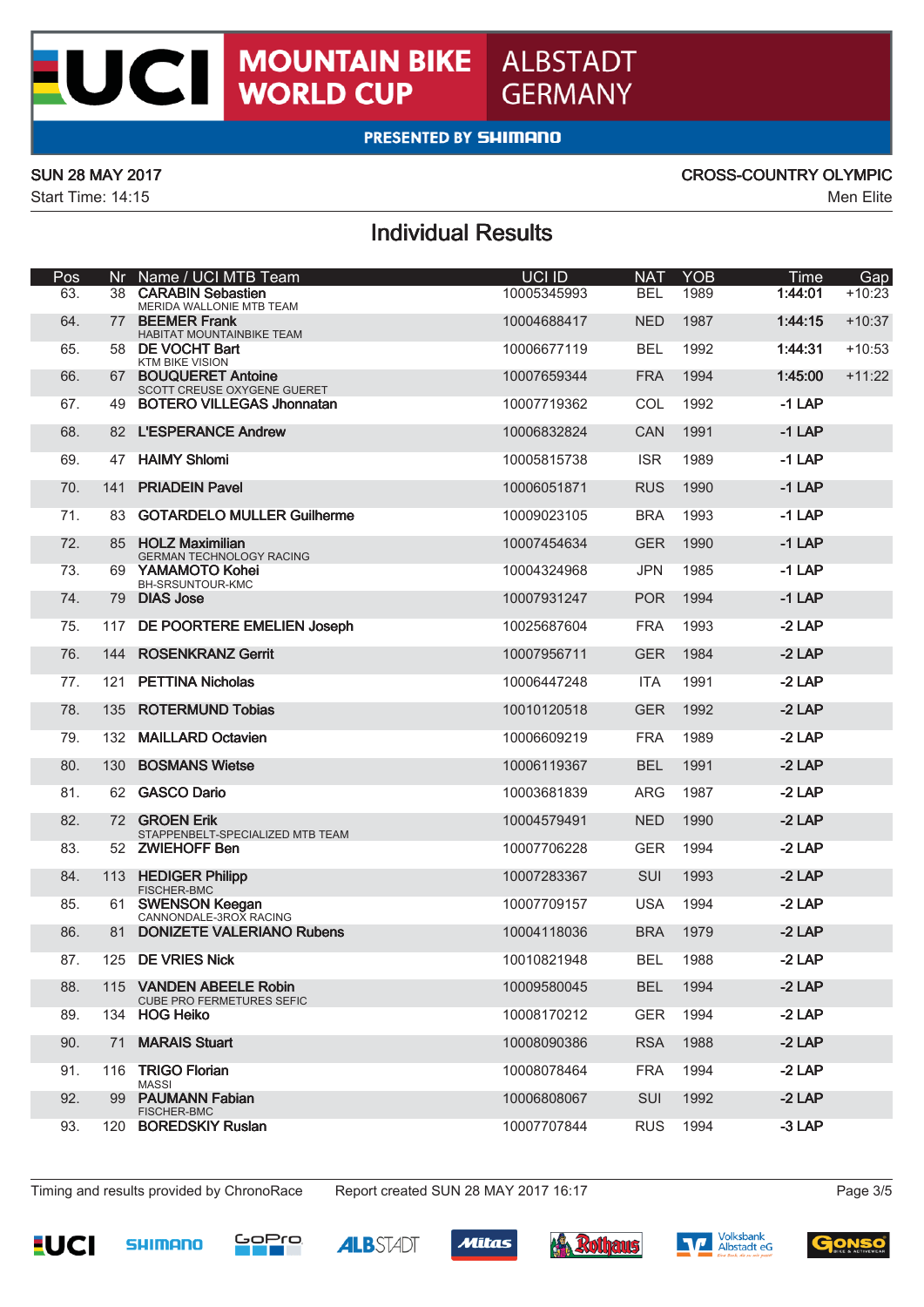# UCI MOUNTAIN BIKE WORLD CUP ALBSTADT GERMANY

PRESENTED BY SHIMANO

SUN 28 MAY 2017 | CROSS-COUNTRY OLYMPIC

Start Time: 14:15 | Men Elite

## Individual Results

| Pos | Nr | Name / UCI MTB Team | UCI ID | NAT | YOB | Time | Gap |
|---|---|---|---|---|---|---|---|
| 63. | 38 | **CARABIN Sebastien**<br>MERIDA WALLONIE MTB TEAM | 10005345993 | BEL | 1989 | **1:44:01** | +10:23 |
| 64. | 77 | **BEEMER Frank**<br>HABITAT MOUNTAINBIKE TEAM | 10004688417 | NED | 1987 | **1:44:15** | +10:37 |
| 65. | 58 | **DE VOCHT Bart**<br>KTM BIKE VISION | 10006677119 | BEL | 1992 | **1:44:31** | +10:53 |
| 66. | 67 | **BOUQUERET Antoine**<br>SCOTT CREUSE OXYGENE GUERET | 10007659344 | FRA | 1994 | **1:45:00** | +11:22 |
| 67. | 49 | **BOTERO VILLEGAS Jhonnatan** | 10007719362 | COL | 1992 | **-1 LAP** | |
| 68. | 82 | **L'ESPERANCE Andrew** | 10006832824 | CAN | 1991 | **-1 LAP** | |
| 69. | 47 | **HAIMY Shlomi** | 10005815738 | ISR | 1989 | **-1 LAP** | |
| 70. | 141 | **PRIADEIN Pavel** | 10006051871 | RUS | 1990 | **-1 LAP** | |
| 71. | 83 | **GOTARDELO MULLER Guilherme** | 10009023105 | BRA | 1993 | **-1 LAP** | |
| 72. | 85 | **HOLZ Maximilian**<br>GERMAN TECHNOLOGY RACING | 10007454634 | GER | 1990 | **-1 LAP** | |
| 73. | 69 | **YAMAMOTO Kohei**<br>BH-SRSUNTOUR-KMC | 10004324968 | JPN | 1985 | **-1 LAP** | |
| 74. | 79 | **DIAS Jose** | 10007931247 | POR | 1994 | **-1 LAP** | |
| 75. | 117 | **DE POORTERE EMELIEN Joseph** | 10025687604 | FRA | 1993 | **-2 LAP** | |
| 76. | 144 | **ROSENKRANZ Gerrit** | 10007956711 | GER | 1984 | **-2 LAP** | |
| 77. | 121 | **PETTINA Nicholas** | 10006447248 | ITA | 1991 | **-2 LAP** | |
| 78. | 135 | **ROTERMUND Tobias** | 10010120518 | GER | 1992 | **-2 LAP** | |
| 79. | 132 | **MAILLARD Octavien** | 10006609219 | FRA | 1989 | **-2 LAP** | |
| 80. | 130 | **BOSMANS Wietse** | 10006119367 | BEL | 1991 | **-2 LAP** | |
| 81. | 62 | **GASCO Dario** | 10003681839 | ARG | 1987 | **-2 LAP** | |
| 82. | 72 | **GROEN Erik**<br>STAPPENBELT-SPECIALIZED MTB TEAM | 10004579491 | NED | 1990 | **-2 LAP** | |
| 83. | 52 | **ZWIEHOFF Ben** | 10007706228 | GER | 1994 | **-2 LAP** | |
| 84. | 113 | **HEDIGER Philipp**<br>FISCHER-BMC | 10007283367 | SUI | 1993 | **-2 LAP** | |
| 85. | 61 | **SWENSON Keegan**<br>CANNONDALE-3ROX RACING | 10007709157 | USA | 1994 | **-2 LAP** | |
| 86. | 81 | **DONIZETE VALERIANO Rubens** | 10004118036 | BRA | 1979 | **-2 LAP** | |
| 87. | 125 | **DE VRIES Nick** | 10010821948 | BEL | 1988 | **-2 LAP** | |
| 88. | 115 | **VANDEN ABEELE Robin**<br>CUBE PRO FERMETURES SEFIC | 10009580045 | BEL | 1994 | **-2 LAP** | |
| 89. | 134 | **HOG Heiko** | 10008170212 | GER | 1994 | **-2 LAP** | |
| 90. | 71 | **MARAIS Stuart** | 10008090386 | RSA | 1988 | **-2 LAP** | |
| 91. | 116 | **TRIGO Florian**<br>MASSI | 10008078464 | FRA | 1994 | **-2 LAP** | |
| 92. | 99 | **PAUMANN Fabian**<br>FISCHER-BMC | 10006808067 | SUI | 1992 | **-2 LAP** | |
| 93. | 120 | **BOREDSKIY Ruslan** | 10007707844 | RUS | 1994 | **-3 LAP** | |

Timing and results provided by ChronoRace | Report created SUN 28 MAY 2017 16:17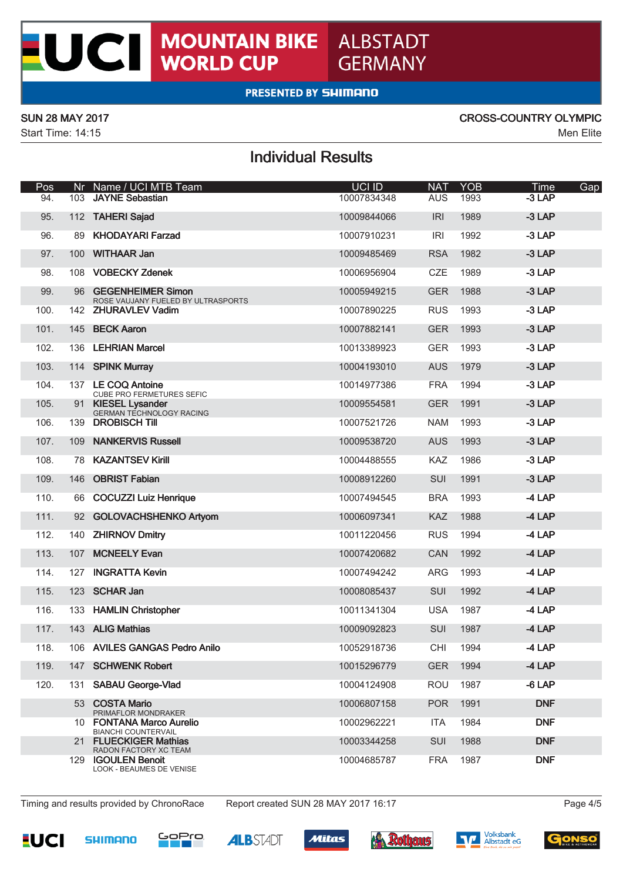# UCI MOUNTAIN BIKE WORLD CUP ALBSTADT GERMANY

PRESENTED BY SHIMANO

SUN 28 MAY 2017 — CROSS-COUNTRY OLYMPIC

Start Time: 14:15 — Men Elite

## Individual Results

| Pos | Nr | Name / UCI MTB Team | UCI ID | NAT | YOB | Time | Gap |
|---|---|---|---|---|---|---|---|
| 94. | 103 | JAYNE Sebastian | 10007834348 | AUS | 1993 | -3 LAP | |
| 95. | 112 | TAHERI Sajad | 10009844066 | IRI | 1989 | -3 LAP | |
| 96. | 89 | KHODAYARI Farzad | 10007910231 | IRI | 1992 | -3 LAP | |
| 97. | 100 | WITHAAR Jan | 10009485469 | RSA | 1982 | -3 LAP | |
| 98. | 108 | VOBECKY Zdenek | 10006956904 | CZE | 1989 | -3 LAP | |
| 99. | 96 | GEGENHEIMER Simon<br>ROSE VAUJANY FUELED BY ULTRASPORTS | 10005949215 | GER | 1988 | -3 LAP | |
| 100. | 142 | ZHURAVLEV Vadim | 10007890225 | RUS | 1993 | -3 LAP | |
| 101. | 145 | BECK Aaron | 10007882141 | GER | 1993 | -3 LAP | |
| 102. | 136 | LEHRIAN Marcel | 10013389923 | GER | 1993 | -3 LAP | |
| 103. | 114 | SPINK Murray | 10004193010 | AUS | 1979 | -3 LAP | |
| 104. | 137 | LE COQ Antoine<br>CUBE PRO FERMETURES SEFIC | 10014977386 | FRA | 1994 | -3 LAP | |
| 105. | 91 | KIESEL Lysander<br>GERMAN TECHNOLOGY RACING | 10009554581 | GER | 1991 | -3 LAP | |
| 106. | 139 | DROBISCH Till | 10007521726 | NAM | 1993 | -3 LAP | |
| 107. | 109 | NANKERVIS Russell | 10009538720 | AUS | 1993 | -3 LAP | |
| 108. | 78 | KAZANTSEV Kirill | 10004488555 | KAZ | 1986 | -3 LAP | |
| 109. | 146 | OBRIST Fabian | 10008912260 | SUI | 1991 | -3 LAP | |
| 110. | 66 | COCUZZI Luiz Henrique | 10007494545 | BRA | 1993 | -4 LAP | |
| 111. | 92 | GOLOVACHSHENKO Artyom | 10006097341 | KAZ | 1988 | -4 LAP | |
| 112. | 140 | ZHIRNOV Dmitry | 10011220456 | RUS | 1994 | -4 LAP | |
| 113. | 107 | MCNEELY Evan | 10007420682 | CAN | 1992 | -4 LAP | |
| 114. | 127 | INGRATTA Kevin | 10007494242 | ARG | 1993 | -4 LAP | |
| 115. | 123 | SCHAR Jan | 10008085437 | SUI | 1992 | -4 LAP | |
| 116. | 133 | HAMLIN Christopher | 10011341304 | USA | 1987 | -4 LAP | |
| 117. | 143 | ALIG Mathias | 10009092823 | SUI | 1987 | -4 LAP | |
| 118. | 106 | AVILES GANGAS Pedro Anilo | 10052918736 | CHI | 1994 | -4 LAP | |
| 119. | 147 | SCHWENK Robert | 10015296779 | GER | 1994 | -4 LAP | |
| 120. | 131 | SABAU George-Vlad | 10004124908 | ROU | 1987 | -6 LAP | |
| | 53 | COSTA Mario<br>PRIMAFLOR MONDRAKER | 10006807158 | POR | 1991 | DNF | |
| | 10 | FONTANA Marco Aurelio<br>BIANCHI COUNTERVAIL | 10002962221 | ITA | 1984 | DNF | |
| | 21 | FLUECKIGER Mathias<br>RADON FACTORY XC TEAM | 10003344258 | SUI | 1988 | DNF | |
| | 129 | IGOULEN Benoit<br>LOOK - BEAUMES DE VENISE | 10004685787 | FRA | 1987 | DNF | |

Timing and results provided by ChronoRace — Report created SUN 28 MAY 2017 16:17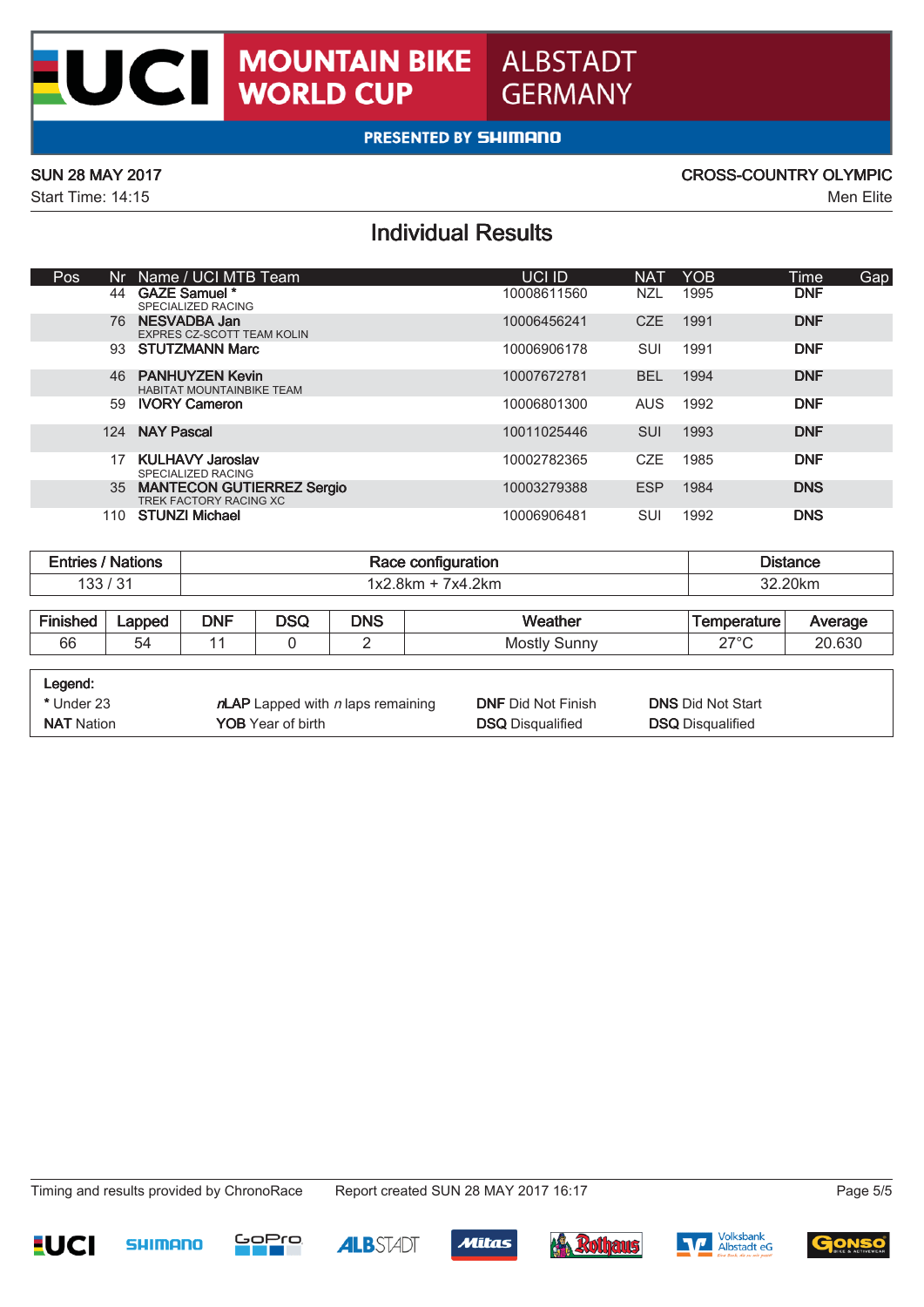# UCI MOUNTAIN BIKE WORLD CUP ALBSTADT GERMANY

PRESENTED BY SHIMANO

SUN 28 MAY 2017 — CROSS-COUNTRY OLYMPIC

Start Time: 14:15 — Men Elite

## Individual Results

| Pos | Nr | Name / UCI MTB Team | UCI ID | NAT | YOB | Time | Gap |
|---|---|---|---|---|---|---|---|
| | 44 | **GAZE Samuel** * SPECIALIZED RACING | 10008611560 | NZL | 1995 | **DNF** | |
| | 76 | **NESVADBA Jan** EXPRES CZ-SCOTT TEAM KOLIN | 10006456241 | CZE | 1991 | **DNF** | |
| | 93 | **STUTZMANN Marc** | 10006906178 | SUI | 1991 | **DNF** | |
| | 46 | **PANHUYZEN Kevin** HABITAT MOUNTAINBIKE TEAM | 10007672781 | BEL | 1994 | **DNF** | |
| | 59 | **IVORY Cameron** | 10006801300 | AUS | 1992 | **DNF** | |
| | 124 | **NAY Pascal** | 10011025446 | SUI | 1993 | **DNF** | |
| | 17 | **KULHAVY Jaroslav** SPECIALIZED RACING | 10002782365 | CZE | 1985 | **DNF** | |
| | 35 | **MANTECON GUTIERREZ Sergio** TREK FACTORY RACING XC | 10003279388 | ESP | 1984 | **DNS** | |
| | 110 | **STUNZI Michael** | 10006906481 | SUI | 1992 | **DNS** | |

| Entries / Nations | Race configuration | Distance |
|---|---|---|
| 133 / 31 | 1x2.8km + 7x4.2km | 32.20km |

| Finished | Lapped | DNF | DSQ | DNS | Weather | Temperature | Average |
|---|---|---|---|---|---|---|---|
| 66 | 54 | 11 | 0 | 2 | Mostly Sunny | 27°C | 20.630 |

**Legend:**

- **\*** Under 23
- ***n*LAP** Lapped with *n* laps remaining
- **DNF** Did Not Finish
- **DNS** Did Not Start
- **NAT** Nation
- **YOB** Year of birth
- **DSQ** Disqualified
- **DSQ** Disqualified

Timing and results provided by ChronoRace — Report created SUN 28 MAY 2017 16:17